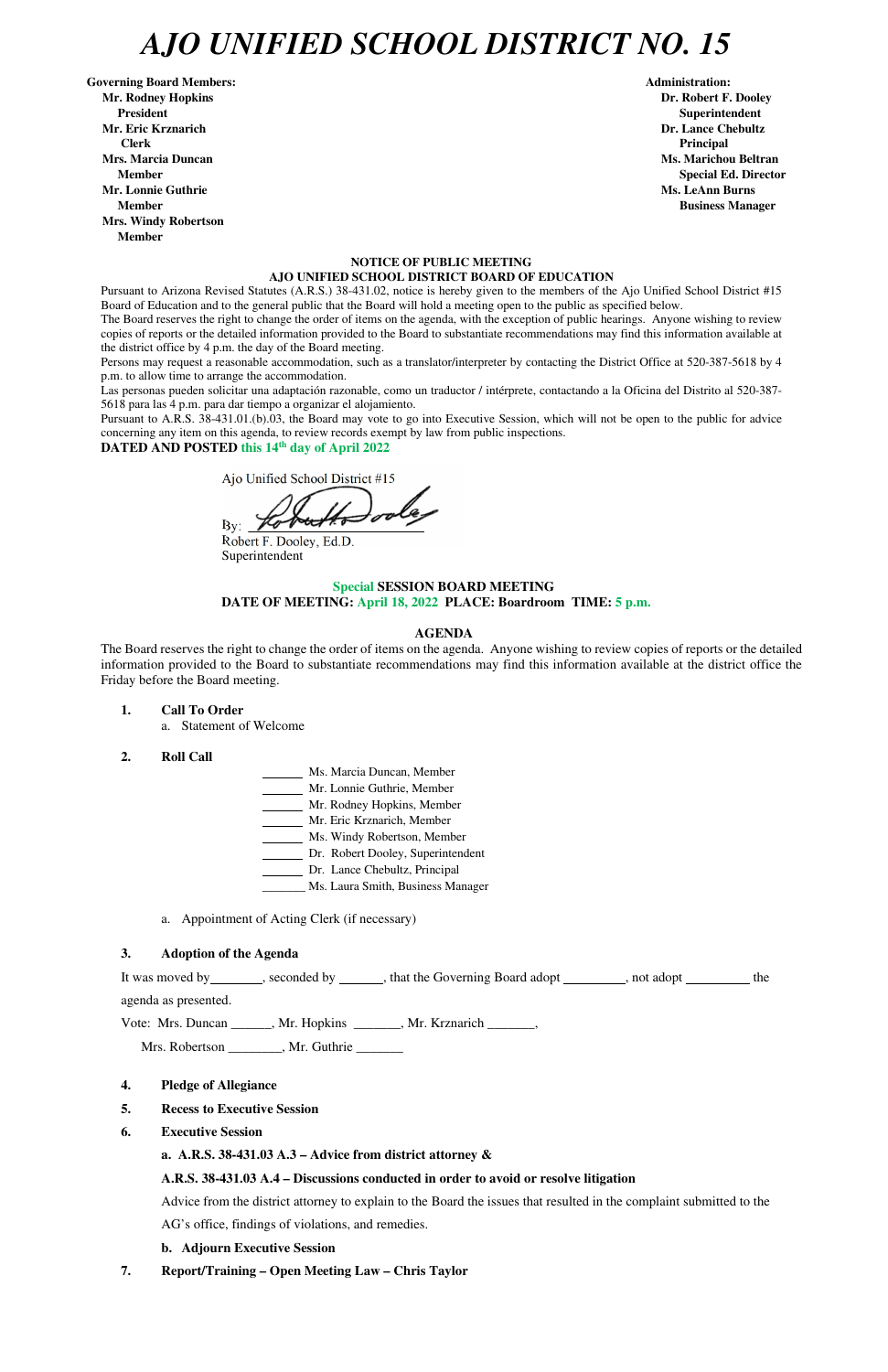# *AJO UNIFIED SCHOOL DISTRICT NO. 15*

**Governing Board Members:**
**Mr. Rodney Hopkins**
**President**
**Mr. Eric Krznarich**
**Clerk**
**Mrs. Marcia Duncan**
**Member**
**Mr. Lonnie Guthrie**
**Member**
**Mrs. Windy Robertson**
**Member**

**Administration:**
**Dr. Robert F. Dooley**
**Superintendent**
**Dr. Lance Chebultz**
**Principal**
**Ms. Marichou Beltran**
**Special Ed. Director**
**Ms. LeAnn Burns**
**Business Manager**

**NOTICE OF PUBLIC MEETING**
**AJO UNIFIED SCHOOL DISTRICT BOARD OF EDUCATION**

Pursuant to Arizona Revised Statutes (A.R.S.) 38-431.02, notice is hereby given to the members of the Ajo Unified School District #15 Board of Education and to the general public that the Board will hold a meeting open to the public as specified below.

The Board reserves the right to change the order of items on the agenda, with the exception of public hearings. Anyone wishing to review copies of reports or the detailed information provided to the Board to substantiate recommendations may find this information available at the district office by 4 p.m. the day of the Board meeting.

Persons may request a reasonable accommodation, such as a translator/interpreter by contacting the District Office at 520-387-5618 by 4 p.m. to allow time to arrange the accommodation.

Las personas pueden solicitar una adaptación razonable, como un traductor / intérprete, contactando a la Oficina del Distrito al 520-387-5618 para las 4 p.m. para dar tiempo a organizar el alojamiento.

Pursuant to A.R.S. 38-431.01.(b).03, the Board may vote to go into Executive Session, which will not be open to the public for advice concerning any item on this agenda, to review records exempt by law from public inspections.

**DATED AND POSTED this 14th day of April 2022**

Ajo Unified School District #15

By: ______________________
Robert F. Dooley, Ed.D.
Superintendent

**Special SESSION BOARD MEETING**
**DATE OF MEETING: April 18, 2022 PLACE: Boardroom TIME: 5 p.m.**

**AGENDA**

The Board reserves the right to change the order of items on the agenda. Anyone wishing to review copies of reports or the detailed information provided to the Board to substantiate recommendations may find this information available at the district office the Friday before the Board meeting.

1. **Call To Order**
   a. Statement of Welcome

2. **Roll Call**

   ______ Ms. Marcia Duncan, Member
   ______ Mr. Lonnie Guthrie, Member
   ______ Mr. Rodney Hopkins, Member
   ______ Mr. Eric Krznarich, Member
   ______ Ms. Windy Robertson, Member
   ______ Dr. Robert Dooley, Superintendent
   ______ Dr. Lance Chebultz, Principal
   ______ Ms. Laura Smith, Business Manager

   a. Appointment of Acting Clerk (if necessary)

3. **Adoption of the Agenda**

   It was moved by________, seconded by ______, that the Governing Board adopt _________, not adopt _________ the agenda as presented.

   Vote: Mrs. Duncan ______, Mr. Hopkins _______, Mr. Krznarich _______,
   Mrs. Robertson ________, Mr. Guthrie _______

4. **Pledge of Allegiance**

5. **Recess to Executive Session**

6. **Executive Session**

   **a. A.R.S. 38-431.03 A.3 – Advice from district attorney &**

   **A.R.S. 38-431.03 A.4 – Discussions conducted in order to avoid or resolve litigation**

   Advice from the district attorney to explain to the Board the issues that resulted in the complaint submitted to the AG's office, findings of violations, and remedies.

   **b. Adjourn Executive Session**

7. **Report/Training – Open Meeting Law – Chris Taylor**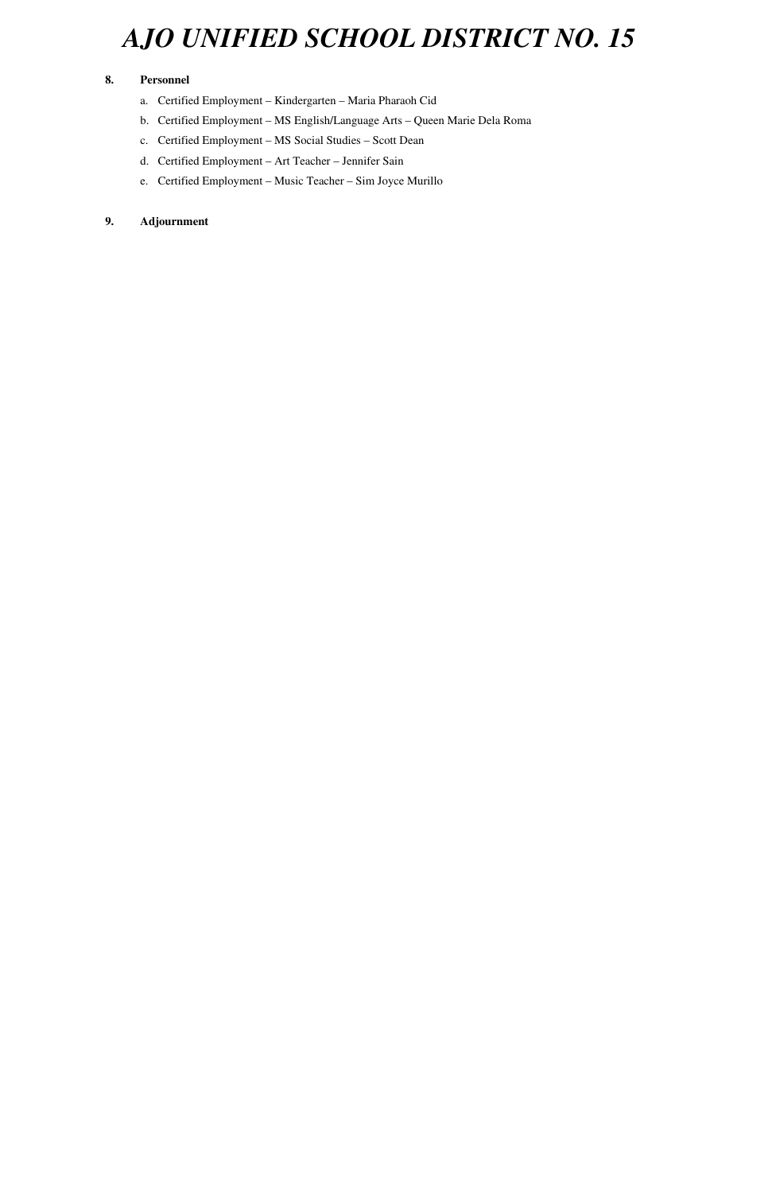**8. Personnel**

a. Certified Employment – Kindergarten – Maria Pharaoh Cid

b. Certified Employment – MS English/Language Arts – Queen Marie Dela Roma

c. Certified Employment – MS Social Studies – Scott Dean

d. Certified Employment – Art Teacher – Jennifer Sain

e. Certified Employment – Music Teacher – Sim Joyce Murillo

**9. Adjournment**